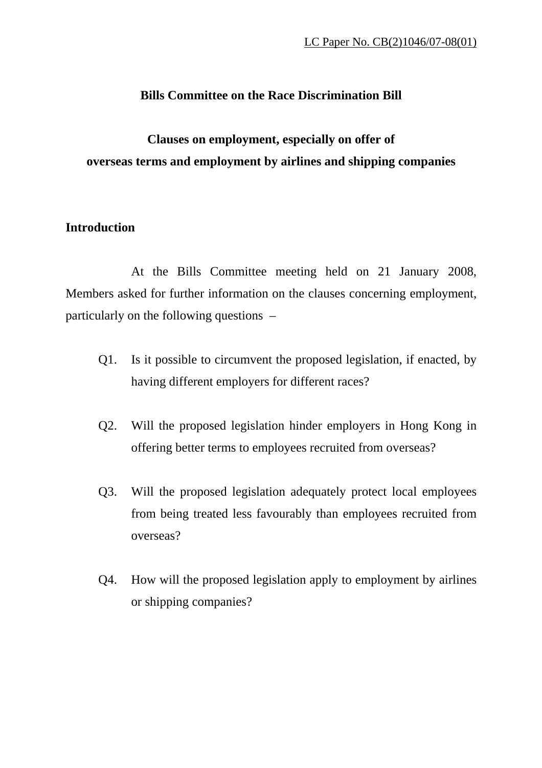LC Paper No. CB(2)1046/07-08(01)

# Bills Committee on the Race Discrimination Bill

## Clauses on employment, especially on offer of overseas terms and employment by airlines and shipping companies

### Introduction

At the Bills Committee meeting held on 21 January 2008, Members asked for further information on the clauses concerning employment, particularly on the following questions –

Q1. Is it possible to circumvent the proposed legislation, if enacted, by having different employers for different races?

Q2. Will the proposed legislation hinder employers in Hong Kong in offering better terms to employees recruited from overseas?

Q3. Will the proposed legislation adequately protect local employees from being treated less favourably than employees recruited from overseas?

Q4. How will the proposed legislation apply to employment by airlines or shipping companies?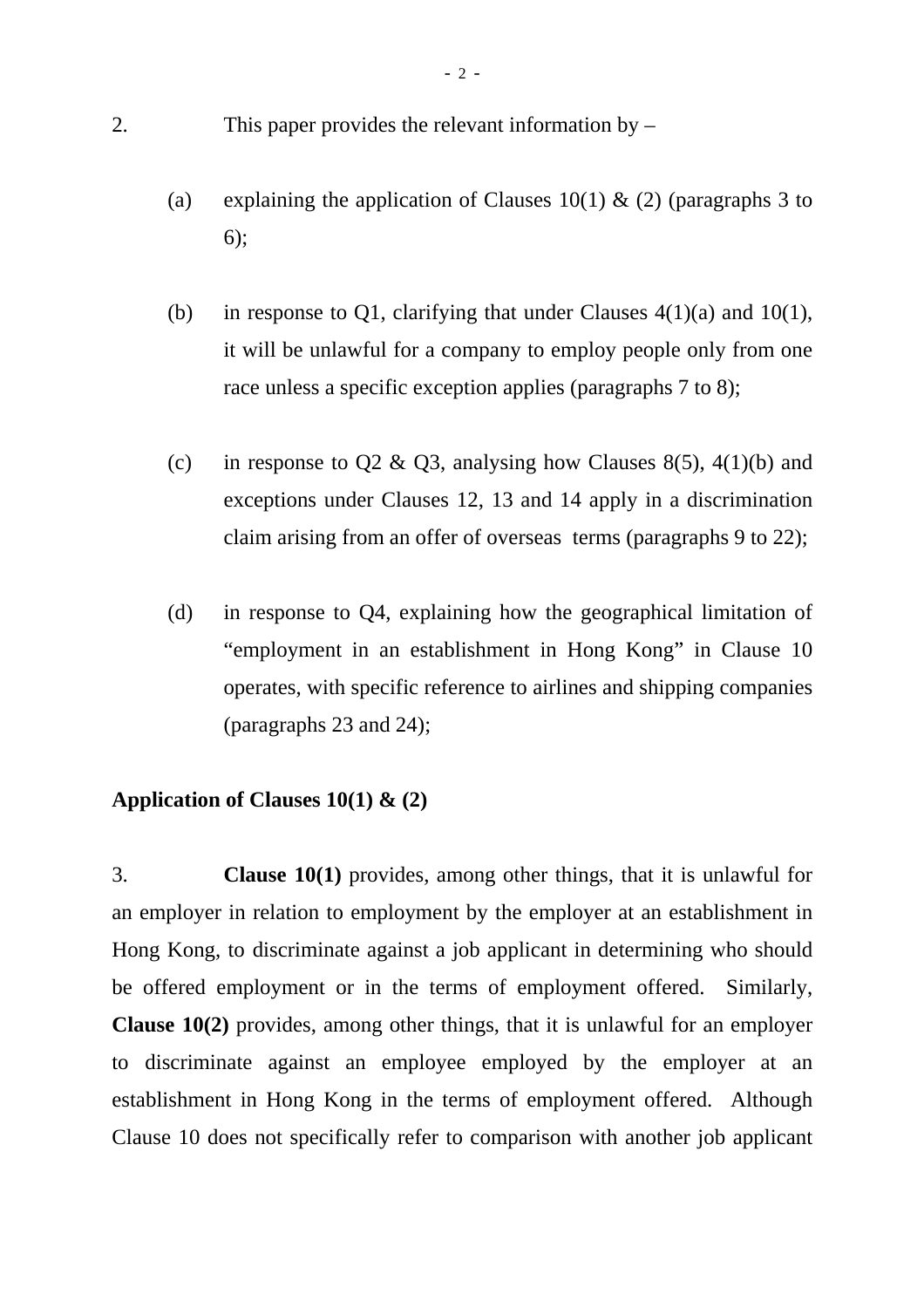2. This paper provides the relevant information by –

(a) explaining the application of Clauses 10(1) & (2) (paragraphs 3 to 6);

(b) in response to Q1, clarifying that under Clauses 4(1)(a) and 10(1), it will be unlawful for a company to employ people only from one race unless a specific exception applies (paragraphs 7 to 8);

(c) in response to Q2 & Q3, analysing how Clauses 8(5), 4(1)(b) and exceptions under Clauses 12, 13 and 14 apply in a discrimination claim arising from an offer of overseas terms (paragraphs 9 to 22);

(d) in response to Q4, explaining how the geographical limitation of "employment in an establishment in Hong Kong" in Clause 10 operates, with specific reference to airlines and shipping companies (paragraphs 23 and 24);

**Application of Clauses 10(1) & (2)**

3. **Clause 10(1)** provides, among other things, that it is unlawful for an employer in relation to employment by the employer at an establishment in Hong Kong, to discriminate against a job applicant in determining who should be offered employment or in the terms of employment offered. Similarly, **Clause 10(2)** provides, among other things, that it is unlawful for an employer to discriminate against an employee employed by the employer at an establishment in Hong Kong in the terms of employment offered. Although Clause 10 does not specifically refer to comparison with another job applicant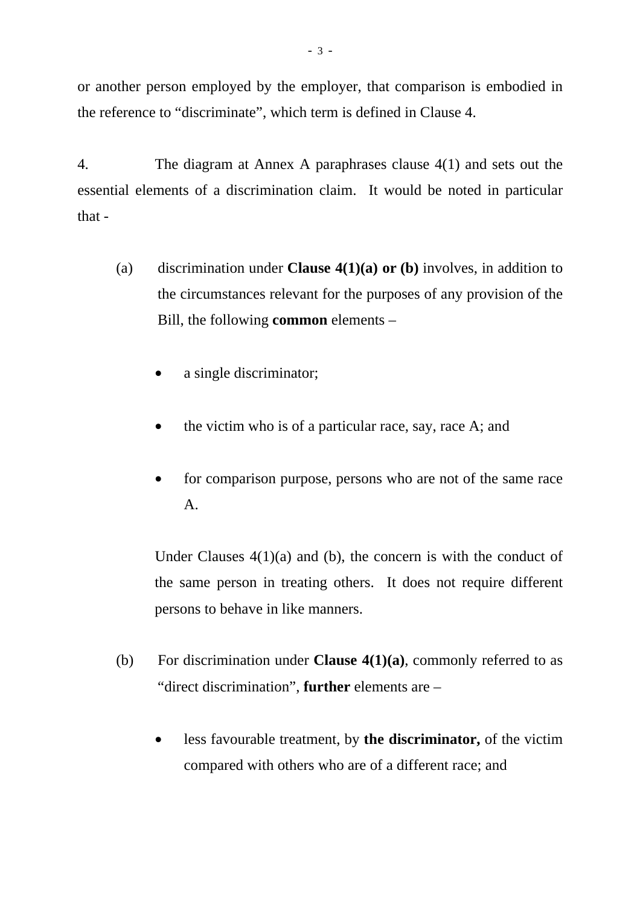or another person employed by the employer, that comparison is embodied in the reference to “discriminate”, which term is defined in Clause 4.

4. The diagram at Annex A paraphrases clause 4(1) and sets out the essential elements of a discrimination claim. It would be noted in particular that -

(a) discrimination under **Clause 4(1)(a) or (b)** involves, in addition to the circumstances relevant for the purposes of any provision of the Bill, the following **common** elements –

- a single discriminator;
- the victim who is of a particular race, say, race A; and
- for comparison purpose, persons who are not of the same race A.

Under Clauses 4(1)(a) and (b), the concern is with the conduct of the same person in treating others. It does not require different persons to behave in like manners.

(b) For discrimination under **Clause 4(1)(a)**, commonly referred to as “direct discrimination”, **further** elements are –

- less favourable treatment, by **the discriminator,** of the victim compared with others who are of a different race; and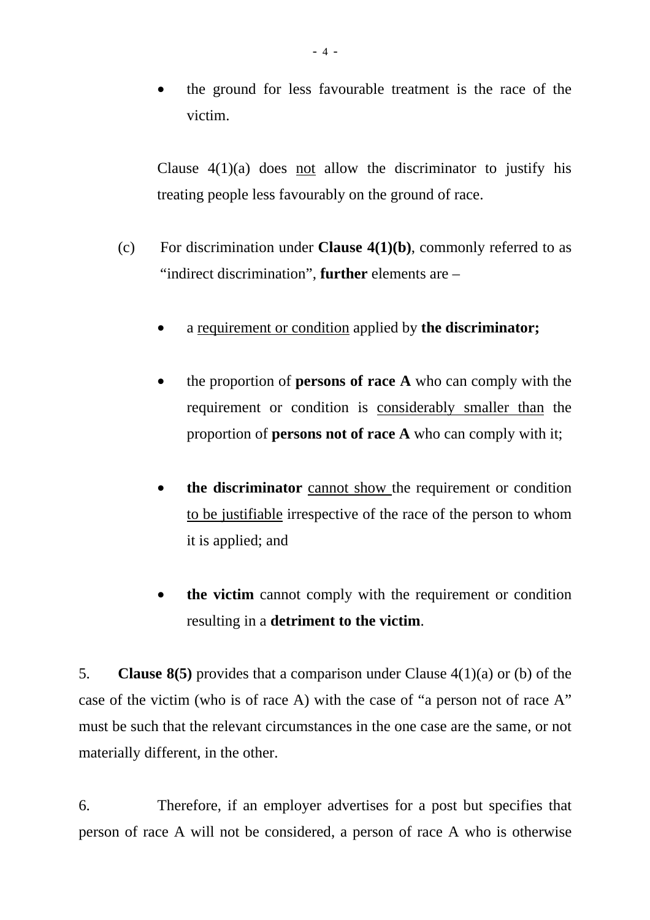- the ground for less favourable treatment is the race of the victim.

Clause 4(1)(a) does <u>not</u> allow the discriminator to justify his treating people less favourably on the ground of race.

(c) For discrimination under **Clause 4(1)(b)**, commonly referred to as "indirect discrimination", **further** elements are –

- a <u>requirement or condition</u> applied by **the discriminator;**

- the proportion of **persons of race A** who can comply with the requirement or condition is <u>considerably smaller than</u> the proportion of **persons not of race A** who can comply with it;

- **the discriminator** <u>cannot show</u> the requirement or condition <u>to be justifiable</u> irrespective of the race of the person to whom it is applied; and

- **the victim** cannot comply with the requirement or condition resulting in a **detriment to the victim**.

5. **Clause 8(5)** provides that a comparison under Clause 4(1)(a) or (b) of the case of the victim (who is of race A) with the case of "a person not of race A" must be such that the relevant circumstances in the one case are the same, or not materially different, in the other.

6. Therefore, if an employer advertises for a post but specifies that person of race A will not be considered, a person of race A who is otherwise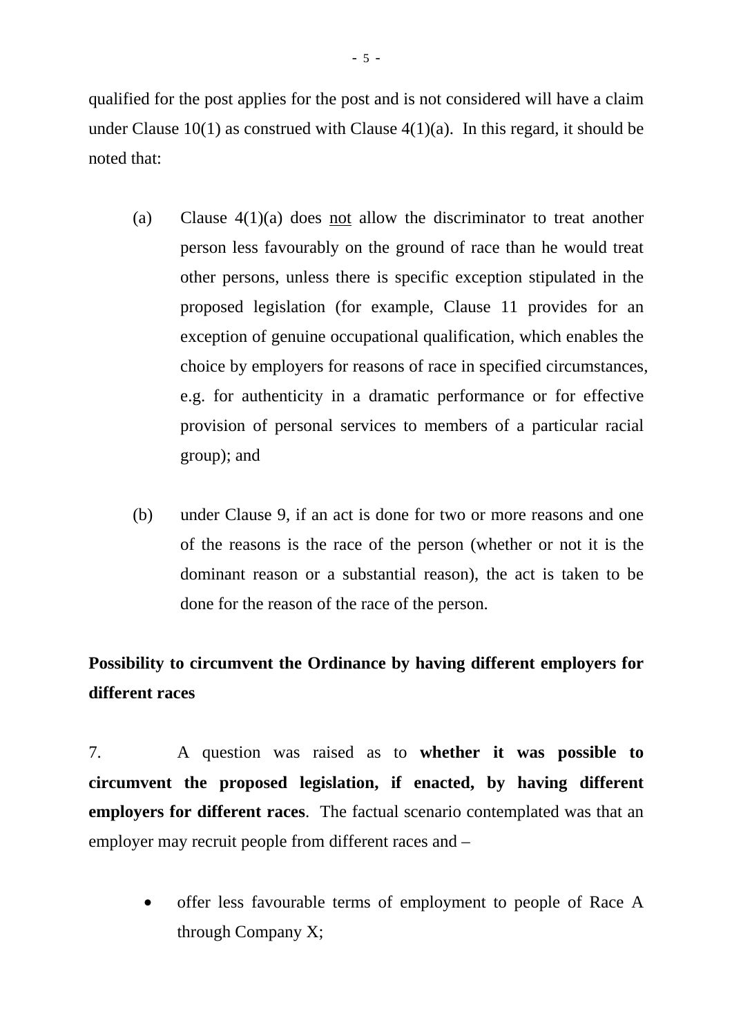qualified for the post applies for the post and is not considered will have a claim under Clause 10(1) as construed with Clause 4(1)(a). In this regard, it should be noted that:

(a) Clause 4(1)(a) does <u>not</u> allow the discriminator to treat another person less favourably on the ground of race than he would treat other persons, unless there is specific exception stipulated in the proposed legislation (for example, Clause 11 provides for an exception of genuine occupational qualification, which enables the choice by employers for reasons of race in specified circumstances, e.g. for authenticity in a dramatic performance or for effective provision of personal services to members of a particular racial group); and

(b) under Clause 9, if an act is done for two or more reasons and one of the reasons is the race of the person (whether or not it is the dominant reason or a substantial reason), the act is taken to be done for the reason of the race of the person.

**Possibility to circumvent the Ordinance by having different employers for different races**

7. A question was raised as to **whether it was possible to circumvent the proposed legislation, if enacted, by having different employers for different races**. The factual scenario contemplated was that an employer may recruit people from different races and –

- offer less favourable terms of employment to people of Race A through Company X;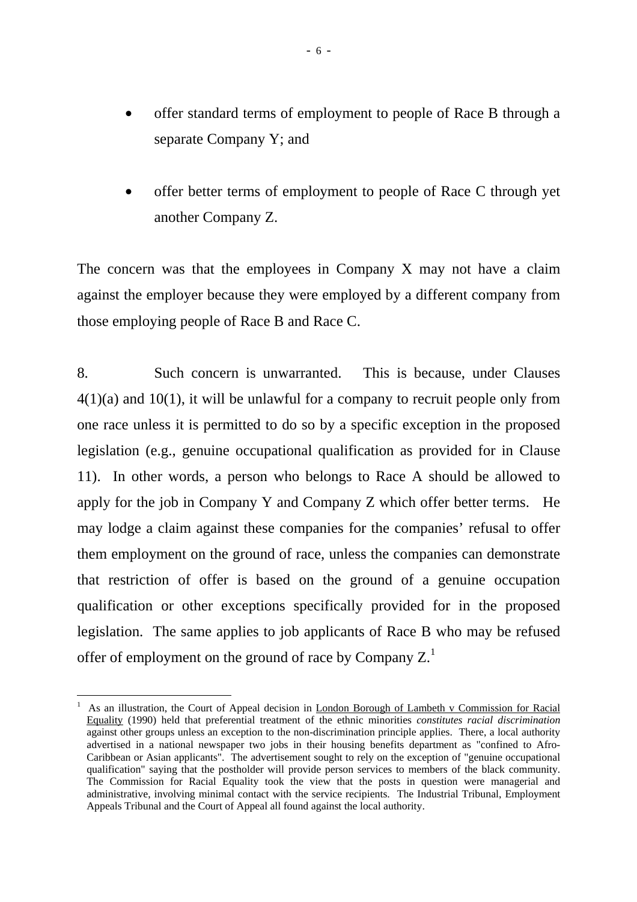- offer standard terms of employment to people of Race B through a separate Company Y; and

- offer better terms of employment to people of Race C through yet another Company Z.

The concern was that the employees in Company X may not have a claim against the employer because they were employed by a different company from those employing people of Race B and Race C.

8. Such concern is unwarranted. This is because, under Clauses 4(1)(a) and 10(1), it will be unlawful for a company to recruit people only from one race unless it is permitted to do so by a specific exception in the proposed legislation (e.g., genuine occupational qualification as provided for in Clause 11). In other words, a person who belongs to Race A should be allowed to apply for the job in Company Y and Company Z which offer better terms. He may lodge a claim against these companies for the companies' refusal to offer them employment on the ground of race, unless the companies can demonstrate that restriction of offer is based on the ground of a genuine occupation qualification or other exceptions specifically provided for in the proposed legislation. The same applies to job applicants of Race B who may be refused offer of employment on the ground of race by Company Z.[1]

---

[1] As an illustration, the Court of Appeal decision in London Borough of Lambeth v Commission for Racial Equality (1990) held that preferential treatment of the ethnic minorities *constitutes racial discrimination* against other groups unless an exception to the non-discrimination principle applies. There, a local authority advertised in a national newspaper two jobs in their housing benefits department as "confined to Afro-Caribbean or Asian applicants". The advertisement sought to rely on the exception of "genuine occupational qualification" saying that the postholder will provide person services to members of the black community. The Commission for Racial Equality took the view that the posts in question were managerial and administrative, involving minimal contact with the service recipients. The Industrial Tribunal, Employment Appeals Tribunal and the Court of Appeal all found against the local authority.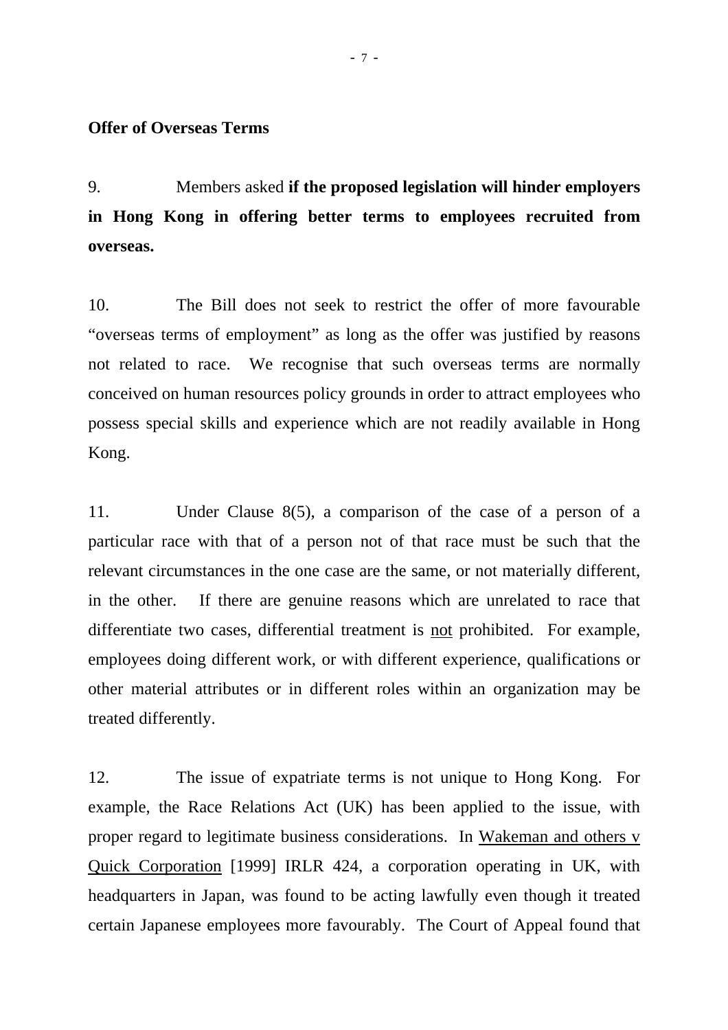**Offer of Overseas Terms**

9. Members asked **if the proposed legislation will hinder employers in Hong Kong in offering better terms to employees recruited from overseas.**

10. The Bill does not seek to restrict the offer of more favourable "overseas terms of employment" as long as the offer was justified by reasons not related to race. We recognise that such overseas terms are normally conceived on human resources policy grounds in order to attract employees who possess special skills and experience which are not readily available in Hong Kong.

11. Under Clause 8(5), a comparison of the case of a person of a particular race with that of a person not of that race must be such that the relevant circumstances in the one case are the same, or not materially different, in the other. If there are genuine reasons which are unrelated to race that differentiate two cases, differential treatment is <u>not</u> prohibited. For example, employees doing different work, or with different experience, qualifications or other material attributes or in different roles within an organization may be treated differently.

12. The issue of expatriate terms is not unique to Hong Kong. For example, the Race Relations Act (UK) has been applied to the issue, with proper regard to legitimate business considerations. In <u>Wakeman and others v Quick Corporation</u> [1999] IRLR 424, a corporation operating in UK, with headquarters in Japan, was found to be acting lawfully even though it treated certain Japanese employees more favourably. The Court of Appeal found that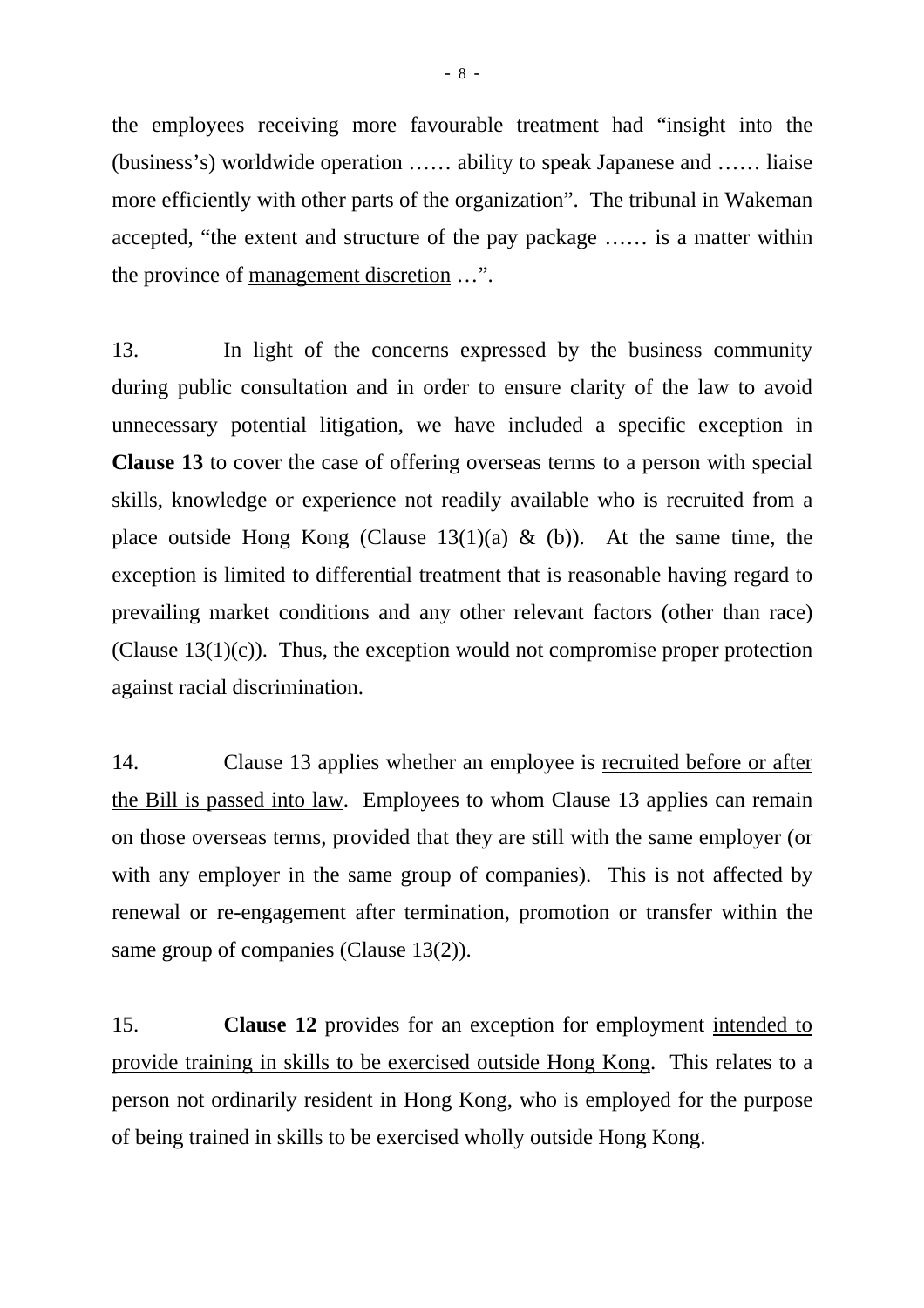the employees receiving more favourable treatment had "insight into the (business's) worldwide operation …… ability to speak Japanese and …… liaise more efficiently with other parts of the organization". The tribunal in Wakeman accepted, "the extent and structure of the pay package …… is a matter within the province of <u>management discretion</u> …".

13. In light of the concerns expressed by the business community during public consultation and in order to ensure clarity of the law to avoid unnecessary potential litigation, we have included a specific exception in **Clause 13** to cover the case of offering overseas terms to a person with special skills, knowledge or experience not readily available who is recruited from a place outside Hong Kong (Clause 13(1)(a) & (b)). At the same time, the exception is limited to differential treatment that is reasonable having regard to prevailing market conditions and any other relevant factors (other than race) (Clause 13(1)(c)). Thus, the exception would not compromise proper protection against racial discrimination.

14. Clause 13 applies whether an employee is <u>recruited before or after the Bill is passed into law</u>. Employees to whom Clause 13 applies can remain on those overseas terms, provided that they are still with the same employer (or with any employer in the same group of companies). This is not affected by renewal or re-engagement after termination, promotion or transfer within the same group of companies (Clause 13(2)).

15. **Clause 12** provides for an exception for employment <u>intended to provide training in skills to be exercised outside Hong Kong</u>. This relates to a person not ordinarily resident in Hong Kong, who is employed for the purpose of being trained in skills to be exercised wholly outside Hong Kong.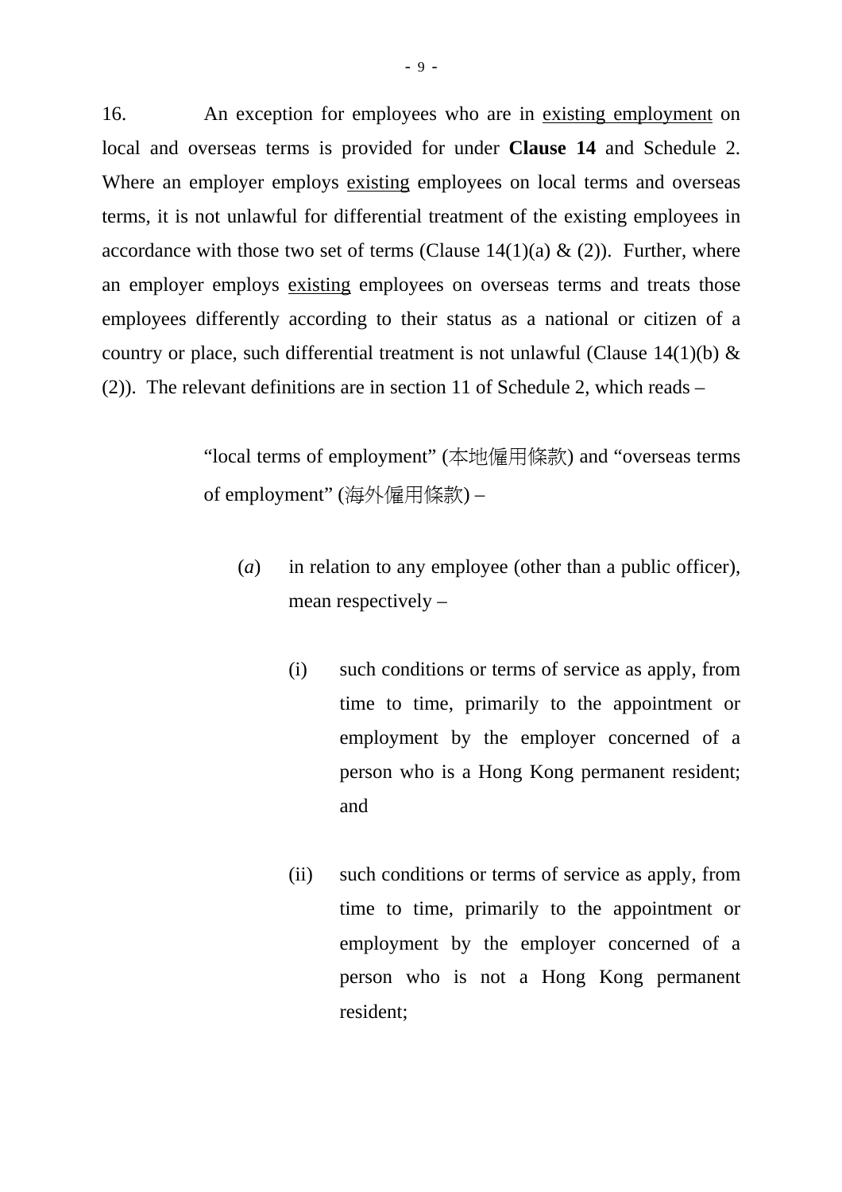16. An exception for employees who are in <u>existing employment</u> on local and overseas terms is provided for under **Clause 14** and Schedule 2. Where an employer employs <u>existing</u> employees on local terms and overseas terms, it is not unlawful for differential treatment of the existing employees in accordance with those two set of terms (Clause 14(1)(a) & (2)). Further, where an employer employs <u>existing</u> employees on overseas terms and treats those employees differently according to their status as a national or citizen of a country or place, such differential treatment is not unlawful (Clause 14(1)(b) & (2)). The relevant definitions are in section 11 of Schedule 2, which reads –

> "local terms of employment" (本地僱用條款) and "overseas terms of employment" (海外僱用條款) –
>
> (*a*) in relation to any employee (other than a public officer), mean respectively –
>
> (i) such conditions or terms of service as apply, from time to time, primarily to the appointment or employment by the employer concerned of a person who is a Hong Kong permanent resident; and
>
> (ii) such conditions or terms of service as apply, from time to time, primarily to the appointment or employment by the employer concerned of a person who is not a Hong Kong permanent resident;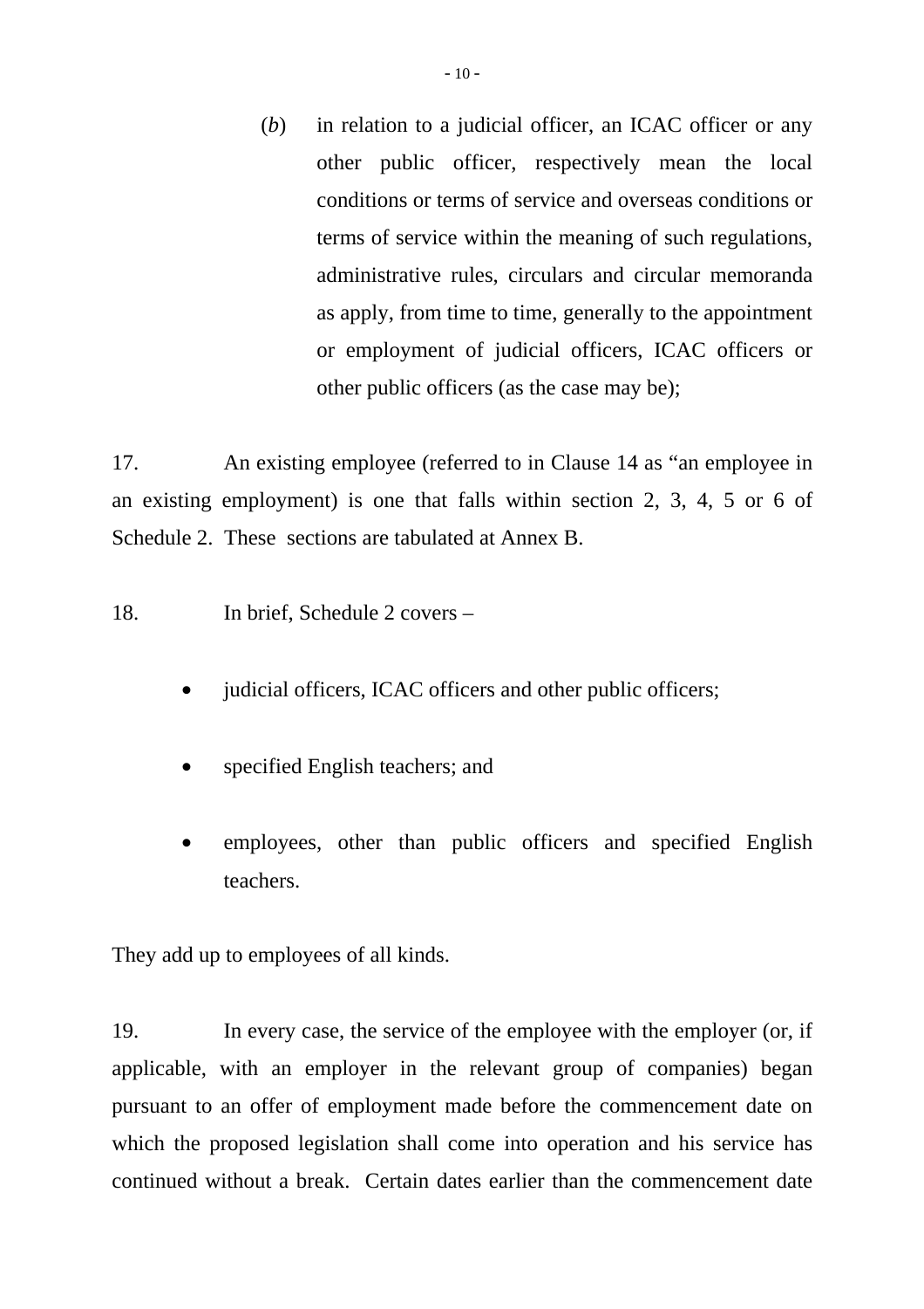(*b*) in relation to a judicial officer, an ICAC officer or any other public officer, respectively mean the local conditions or terms of service and overseas conditions or terms of service within the meaning of such regulations, administrative rules, circulars and circular memoranda as apply, from time to time, generally to the appointment or employment of judicial officers, ICAC officers or other public officers (as the case may be);

17. An existing employee (referred to in Clause 14 as "an employee in an existing employment) is one that falls within section 2, 3, 4, 5 or 6 of Schedule 2. These sections are tabulated at Annex B.

18. In brief, Schedule 2 covers –

- judicial officers, ICAC officers and other public officers;
- specified English teachers; and
- employees, other than public officers and specified English teachers.

They add up to employees of all kinds.

19. In every case, the service of the employee with the employer (or, if applicable, with an employer in the relevant group of companies) began pursuant to an offer of employment made before the commencement date on which the proposed legislation shall come into operation and his service has continued without a break. Certain dates earlier than the commencement date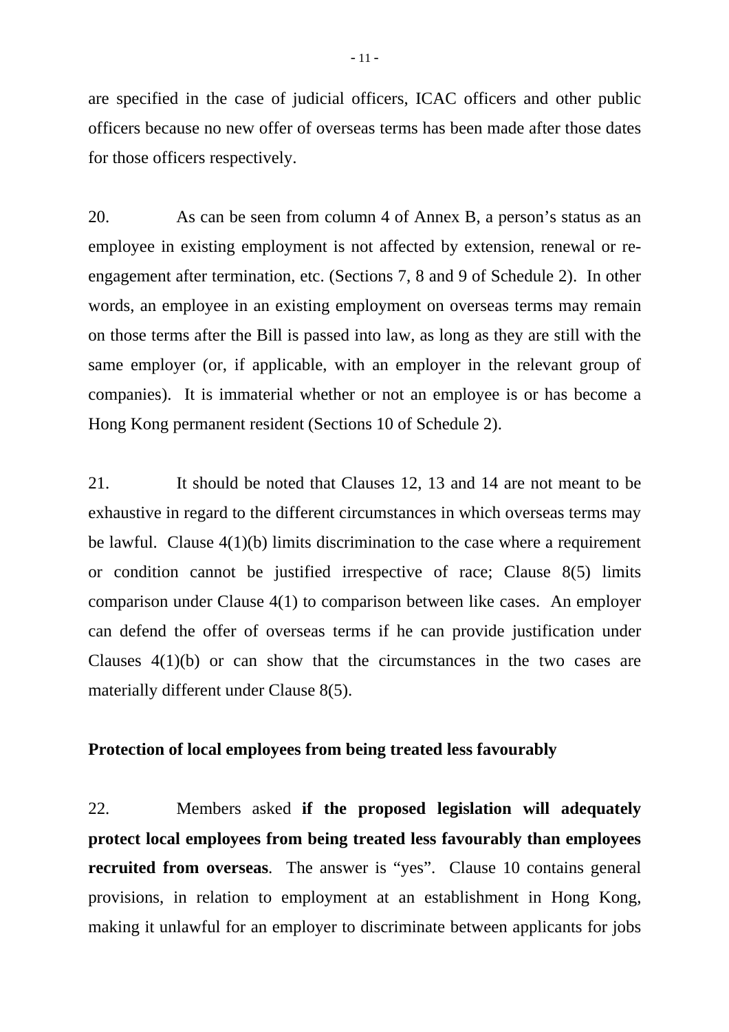are specified in the case of judicial officers, ICAC officers and other public officers because no new offer of overseas terms has been made after those dates for those officers respectively.

20. As can be seen from column 4 of Annex B, a person's status as an employee in existing employment is not affected by extension, renewal or re-engagement after termination, etc. (Sections 7, 8 and 9 of Schedule 2). In other words, an employee in an existing employment on overseas terms may remain on those terms after the Bill is passed into law, as long as they are still with the same employer (or, if applicable, with an employer in the relevant group of companies). It is immaterial whether or not an employee is or has become a Hong Kong permanent resident (Sections 10 of Schedule 2).

21. It should be noted that Clauses 12, 13 and 14 are not meant to be exhaustive in regard to the different circumstances in which overseas terms may be lawful. Clause 4(1)(b) limits discrimination to the case where a requirement or condition cannot be justified irrespective of race; Clause 8(5) limits comparison under Clause 4(1) to comparison between like cases. An employer can defend the offer of overseas terms if he can provide justification under Clauses 4(1)(b) or can show that the circumstances in the two cases are materially different under Clause 8(5).

**Protection of local employees from being treated less favourably**

22. Members asked **if the proposed legislation will adequately protect local employees from being treated less favourably than employees recruited from overseas**. The answer is "yes". Clause 10 contains general provisions, in relation to employment at an establishment in Hong Kong, making it unlawful for an employer to discriminate between applicants for jobs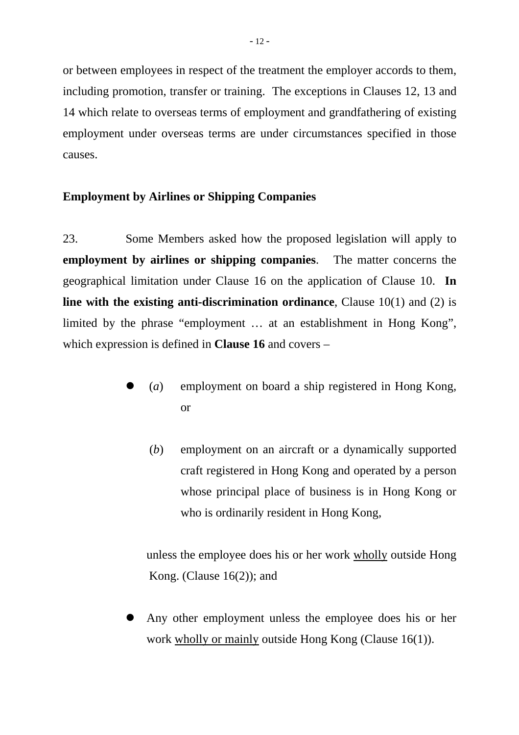or between employees in respect of the treatment the employer accords to them, including promotion, transfer or training. The exceptions in Clauses 12, 13 and 14 which relate to overseas terms of employment and grandfathering of existing employment under overseas terms are under circumstances specified in those causes.

**Employment by Airlines or Shipping Companies**

23. Some Members asked how the proposed legislation will apply to **employment by airlines or shipping companies**. The matter concerns the geographical limitation under Clause 16 on the application of Clause 10. **In line with the existing anti-discrimination ordinance**, Clause 10(1) and (2) is limited by the phrase "employment … at an establishment in Hong Kong", which expression is defined in **Clause 16** and covers –

- (*a*) employment on board a ship registered in Hong Kong, or

  (*b*) employment on an aircraft or a dynamically supported craft registered in Hong Kong and operated by a person whose principal place of business is in Hong Kong or who is ordinarily resident in Hong Kong,

  unless the employee does his or her work <u>wholly</u> outside Hong Kong. (Clause 16(2)); and

- Any other employment unless the employee does his or her work <u>wholly or mainly</u> outside Hong Kong (Clause 16(1)).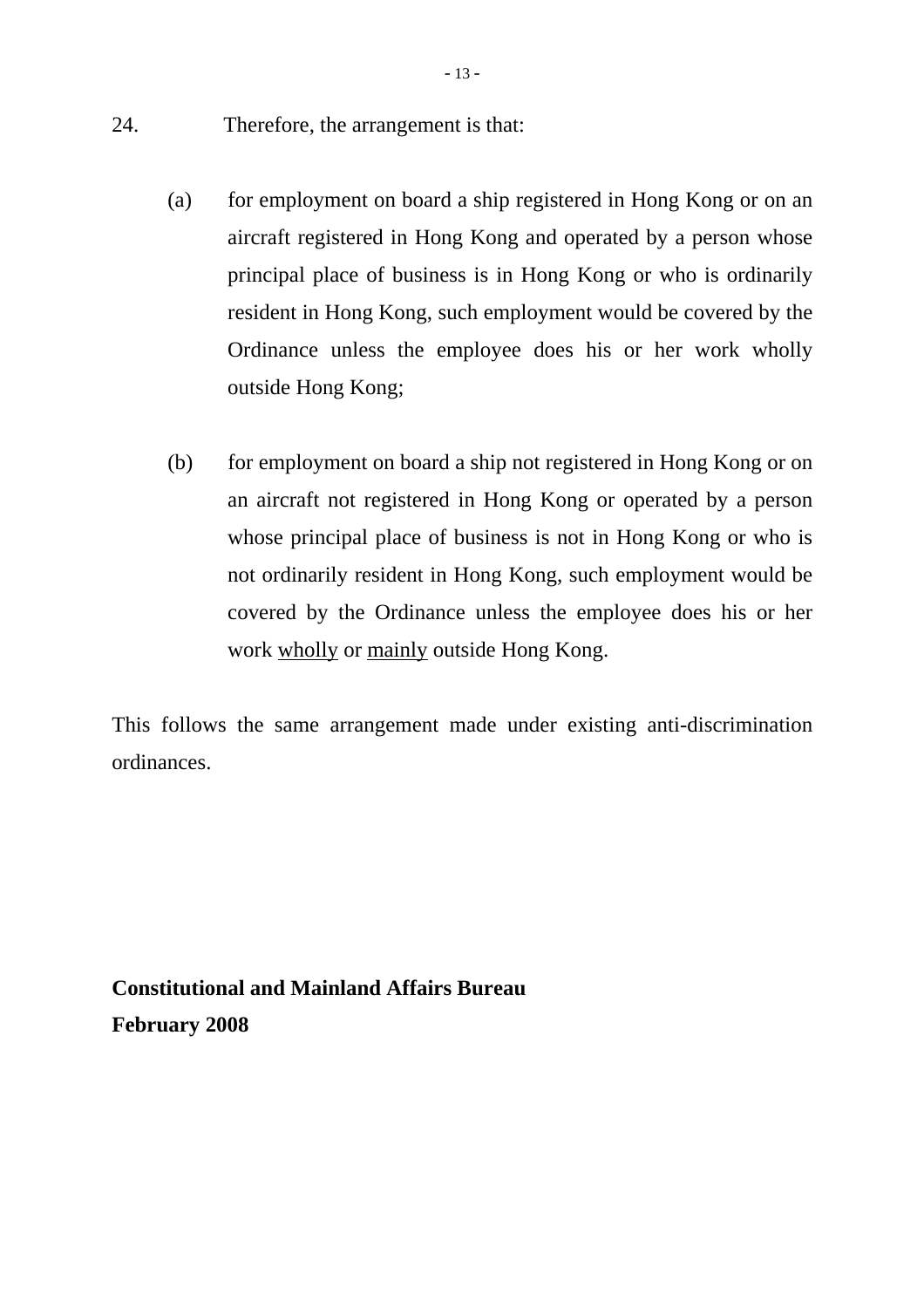24. Therefore, the arrangement is that:

(a) for employment on board a ship registered in Hong Kong or on an aircraft registered in Hong Kong and operated by a person whose principal place of business is in Hong Kong or who is ordinarily resident in Hong Kong, such employment would be covered by the Ordinance unless the employee does his or her work wholly outside Hong Kong;

(b) for employment on board a ship not registered in Hong Kong or on an aircraft not registered in Hong Kong or operated by a person whose principal place of business is not in Hong Kong or who is not ordinarily resident in Hong Kong, such employment would be covered by the Ordinance unless the employee does his or her work <u>wholly</u> or <u>mainly</u> outside Hong Kong.

This follows the same arrangement made under existing anti-discrimination ordinances.

**Constitutional and Mainland Affairs Bureau**
**February 2008**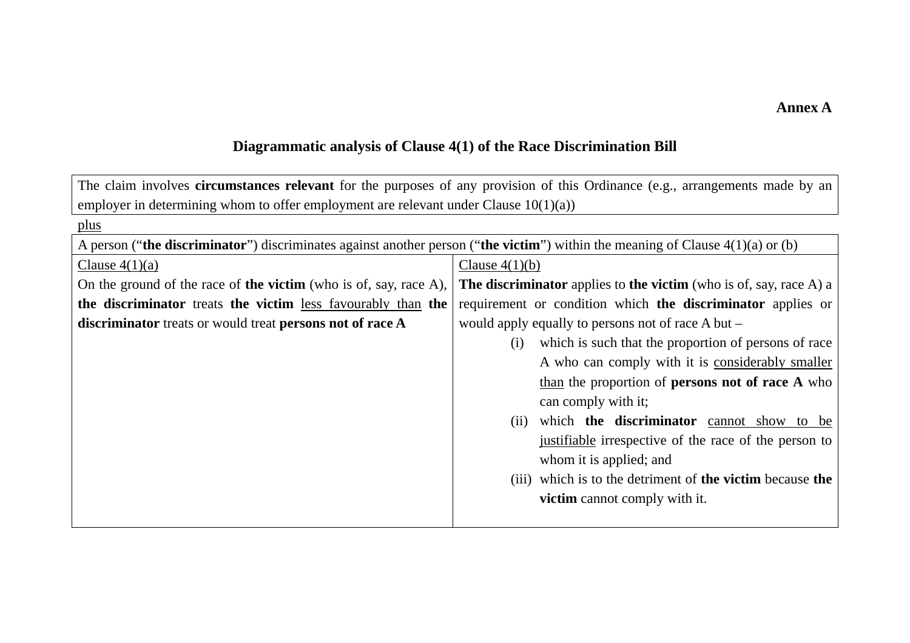**Annex A**

## Diagrammatic analysis of Clause 4(1) of the Race Discrimination Bill

| The claim involves **circumstances relevant** for the purposes of any provision of this Ordinance (e.g., arrangements made by an employer in determining whom to offer employment are relevant under Clause 10(1)(a)) |
|---|

<u>plus</u>

| A person ("**the discriminator**") discriminates against another person ("**the victim**") within the meaning of Clause 4(1)(a) or (b) | |
|---|---|
| <u>Clause 4(1)(a)</u><br>On the ground of the race of **the victim** (who is of, say, race A), **the discriminator** treats **the victim** <u>less favourably than</u> **the discriminator** treats or would treat **persons not of race A** | <u>Clause 4(1)(b)</u><br>**The discriminator** applies to **the victim** (who is of, say, race A) a requirement or condition which **the discriminator** applies or would apply equally to persons not of race A but –<br>(i) which is such that the proportion of persons of race A who can comply with it is <u>considerably smaller than</u> the proportion of **persons not of race A** who can comply with it;<br>(ii) which **the discriminator** <u>cannot show to be justifiable</u> irrespective of the race of the person to whom it is applied; and<br>(iii) which is to the detriment of **the victim** because **the victim** cannot comply with it. |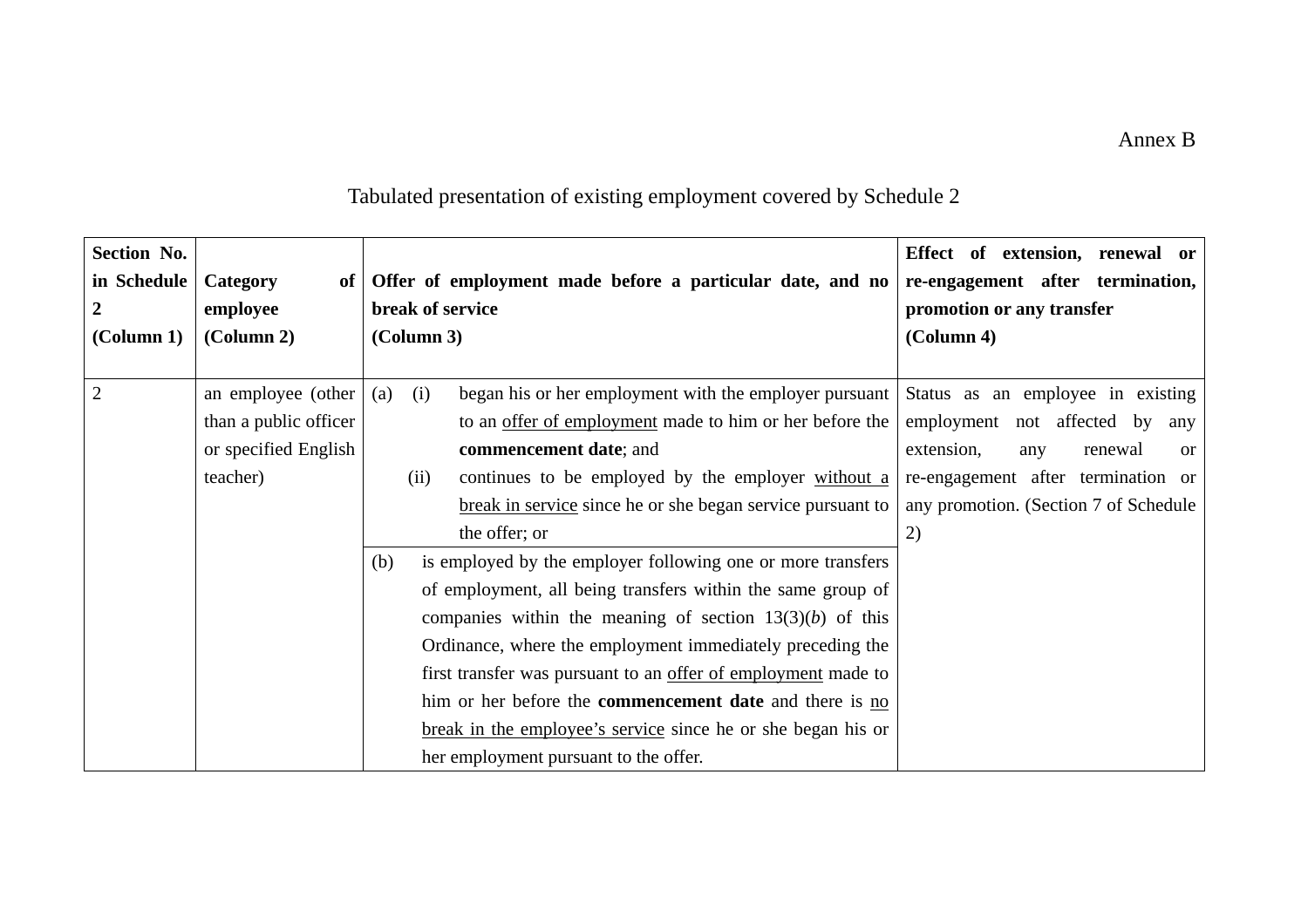Annex B

Tabulated presentation of existing employment covered by Schedule 2

| **Section No. in Schedule 2 (Column 1)** | **Category of employee (Column 2)** | **Offer of employment made before a particular date, and no break of service (Column 3)** | **Effect of extension, renewal or re-engagement after termination, promotion or any transfer (Column 4)** |
|---|---|---|---|
| 2 | an employee (other than a public officer or specified English teacher) | (a) (i) began his or her employment with the employer pursuant to an <u>offer of employment</u> made to him or her before the **commencement date**; and (ii) continues to be employed by the employer <u>without a break in service</u> since he or she began service pursuant to the offer; or | Status as an employee in existing employment not affected by any extension, any renewal or re-engagement after termination or any promotion. (Section 7 of Schedule 2) |
| | | (b) is employed by the employer following one or more transfers of employment, all being transfers within the same group of companies within the meaning of section 13(3)(*b*) of this Ordinance, where the employment immediately preceding the first transfer was pursuant to an <u>offer of employment</u> made to him or her before the **commencement date** and there is <u>no break in the employee's service</u> since he or she began his or her employment pursuant to the offer. | |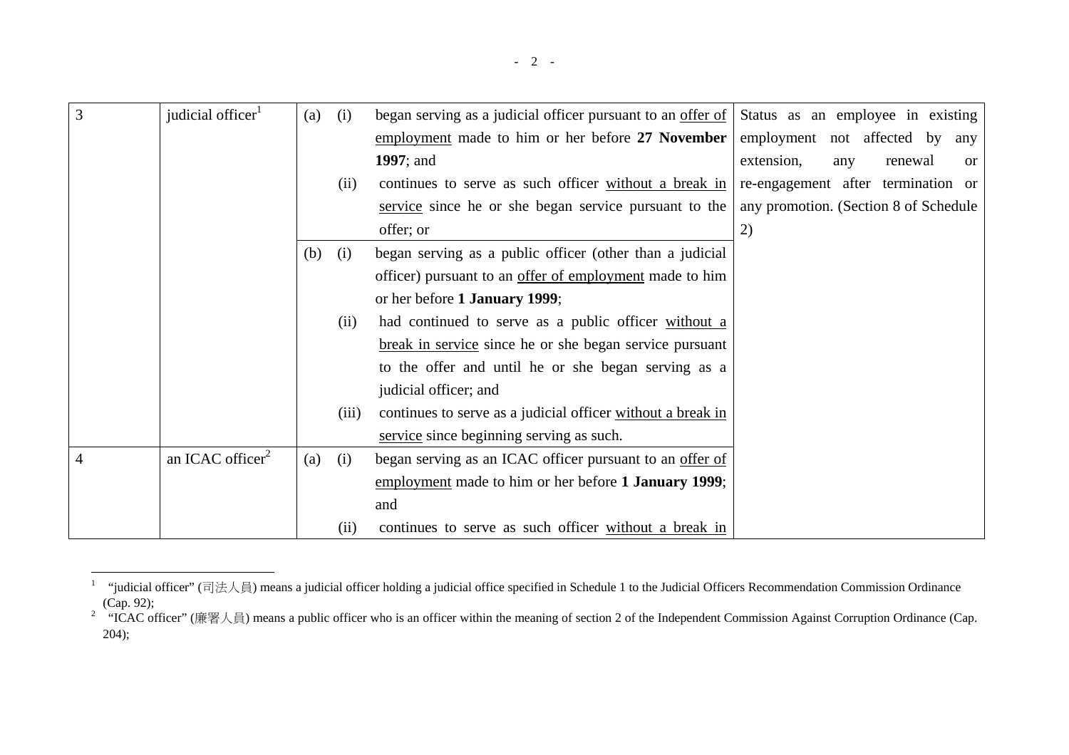| 3 | judicial officer[1] | (a) (i) began serving as a judicial officer pursuant to an <u>offer of employment</u> made to him or her before **27 November 1997**; and<br>(ii) continues to serve as such officer <u>without a break in service</u> since he or she began service pursuant to the offer; or | Status as an employee in existing employment not affected by any extension, any renewal or re-engagement after termination or any promotion. (Section 8 of Schedule 2) |
|---|---|---|---|
| | | (b) (i) began serving as a public officer (other than a judicial officer) pursuant to an <u>offer of employment</u> made to him or her before **1 January 1999**;<br>(ii) had continued to serve as a public officer <u>without a break in service</u> since he or she began service pursuant to the offer and until he or she began serving as a judicial officer; and<br>(iii) continues to serve as a judicial officer <u>without a break in service</u> since beginning serving as such. | |
| 4 | an ICAC officer[2] | (a) (i) began serving as an ICAC officer pursuant to an <u>offer of employment</u> made to him or her before **1 January 1999**; and<br>(ii) continues to serve as such officer <u>without a break in</u> | |

[1] "judicial officer" (司法人員) means a judicial officer holding a judicial office specified in Schedule 1 to the Judicial Officers Recommendation Commission Ordinance (Cap. 92);

[2] "ICAC officer" (廉署人員) means a public officer who is an officer within the meaning of section 2 of the Independent Commission Against Corruption Ordinance (Cap. 204);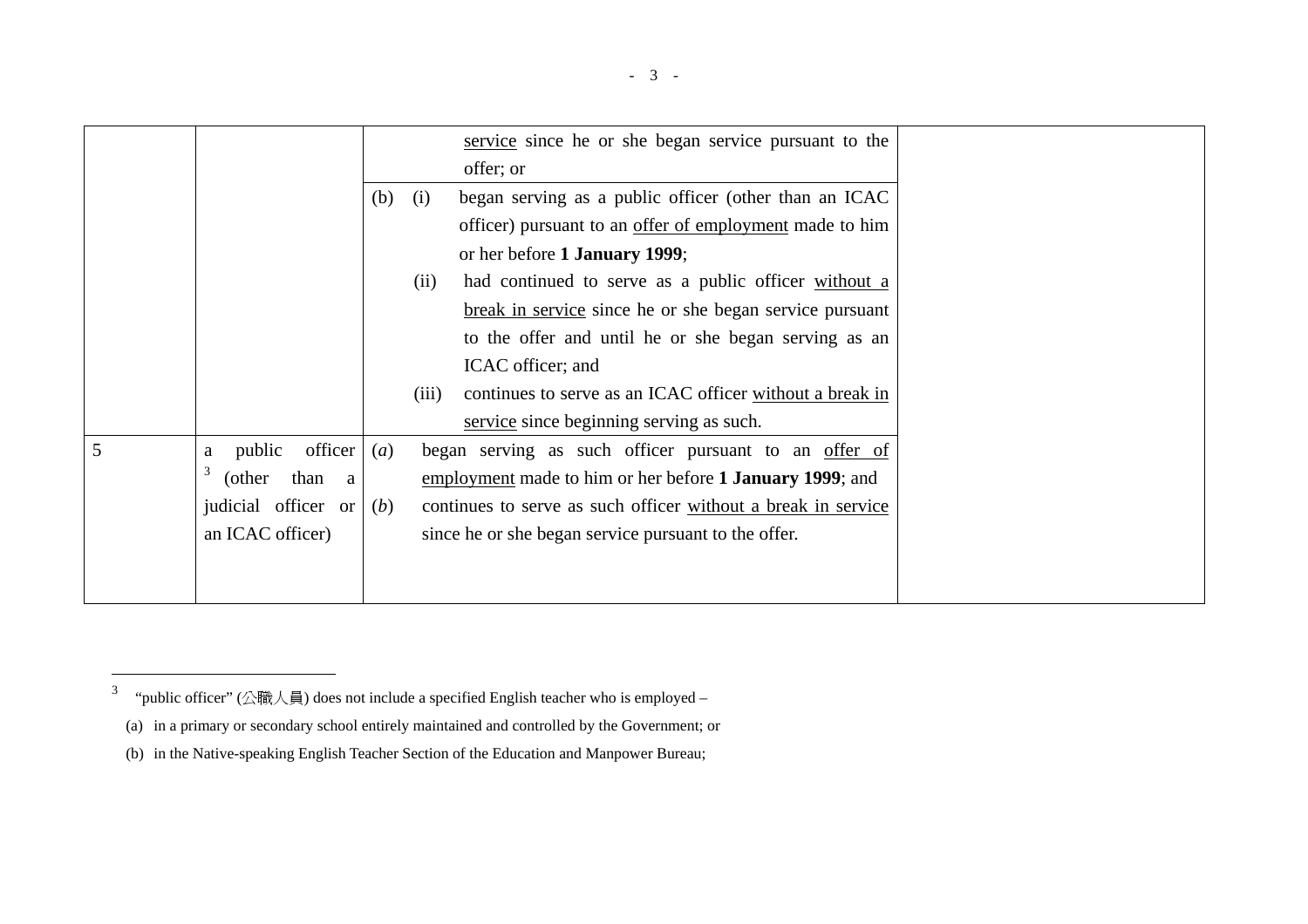| | | | |
|---|---|---|---|
| | | service since he or she began service pursuant to the offer; or | |
| | | (b) (i) began serving as a public officer (other than an ICAC officer) pursuant to an offer of employment made to him or her before **1 January 1999**; (ii) had continued to serve as a public officer without a break in service since he or she began service pursuant to the offer and until he or she began serving as an ICAC officer; and (iii) continues to serve as an ICAC officer without a break in service since beginning serving as such. | |
| 5 | a public officer[3] (other than a judicial officer or an ICAC officer) | (*a*) began serving as such officer pursuant to an offer of employment made to him or her before **1 January 1999**; and (*b*) continues to serve as such officer without a break in service since he or she began service pursuant to the offer. | |

[3] "public officer" (公職人員) does not include a specified English teacher who is employed –

(a) in a primary or secondary school entirely maintained and controlled by the Government; or

(b) in the Native-speaking English Teacher Section of the Education and Manpower Bureau;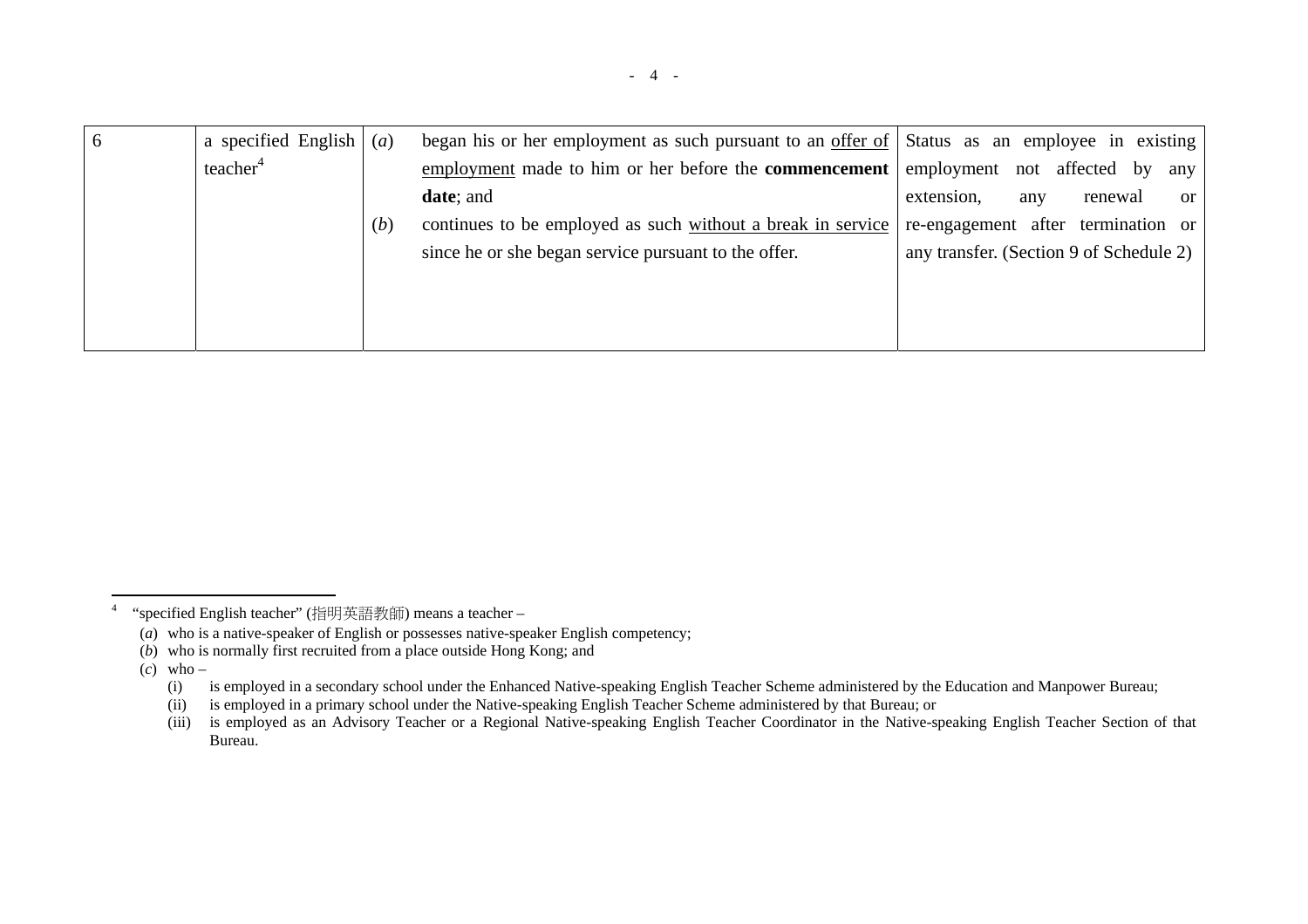| | | | |
|---|---|---|---|
| 6 | a specified English teacher[4] | (*a*) began his or her employment as such pursuant to an <u>offer of employment</u> made to him or her before the **commencement date**; and<br>(*b*) continues to be employed as such <u>without a break in service</u> since he or she began service pursuant to the offer. | Status as an employee in existing employment not affected by any extension, any renewal or re-engagement after termination or any transfer. (Section 9 of Schedule 2) |

[4] "specified English teacher" (指明英語教師) means a teacher –

(*a*) who is a native-speaker of English or possesses native-speaker English competency;

(*b*) who is normally first recruited from a place outside Hong Kong; and

(*c*) who –

(i) is employed in a secondary school under the Enhanced Native-speaking English Teacher Scheme administered by the Education and Manpower Bureau;

(ii) is employed in a primary school under the Native-speaking English Teacher Scheme administered by that Bureau; or

(iii) is employed as an Advisory Teacher or a Regional Native-speaking English Teacher Coordinator in the Native-speaking English Teacher Section of that Bureau.